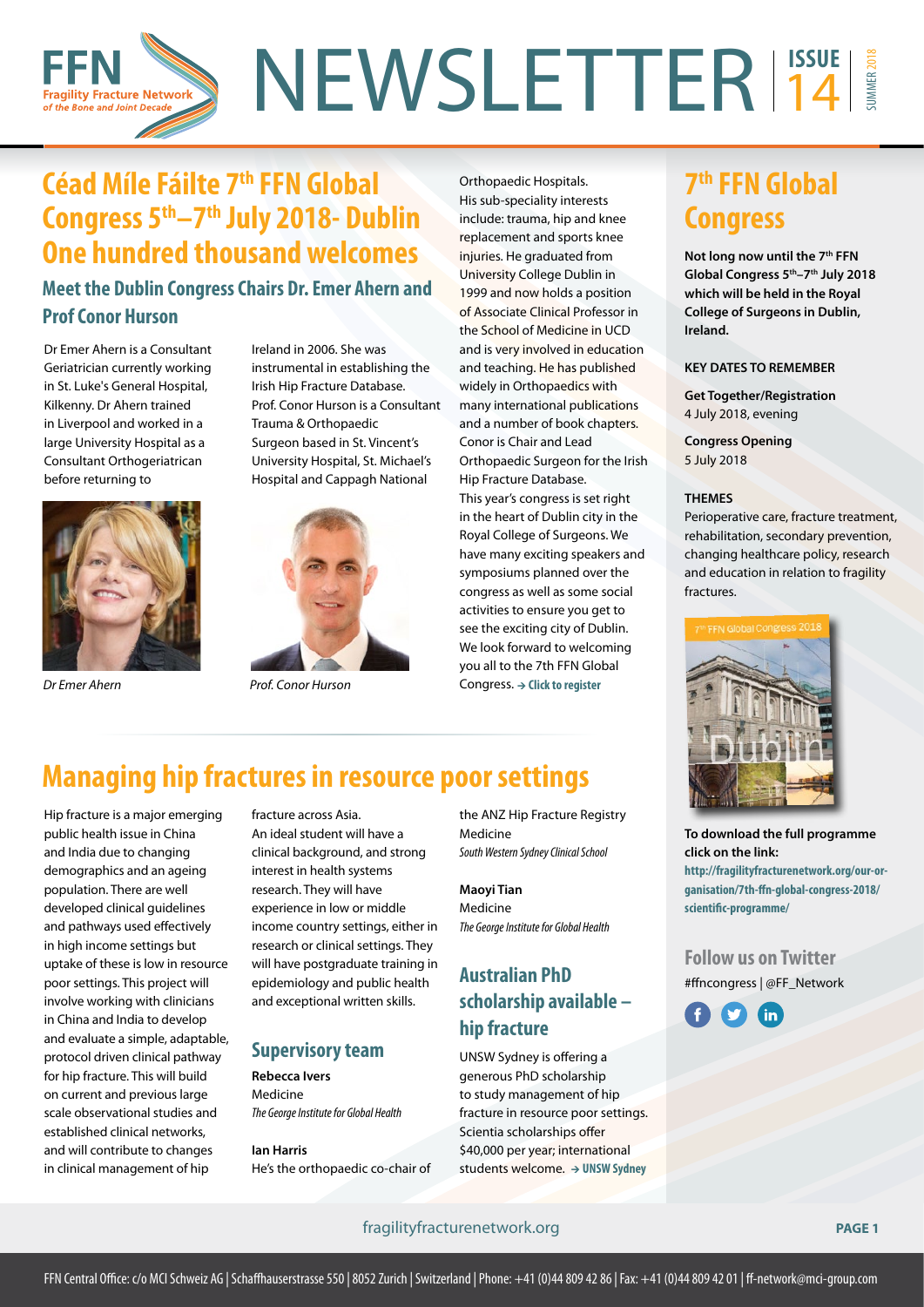# NEWSLETTER ISSUE 14 SUMMER 2018

FFN Fragility Fracture Network of the Bone and Joint Decade

## Céad Míle Fáilte 7th FFN Global Congress 5th–7th July 2018- Dublin One hundred thousand welcomes

### Meet the Dublin Congress Chairs Dr. Emer Ahern and Prof Conor Hurson

Dr Emer Ahern is a Consultant Geriatrician currently working in St. Luke's General Hospital, Kilkenny. Dr Ahern trained in Liverpool and worked in a large University Hospital as a Consultant Orthogeriatrician before returning to Ireland in 2006. She was instrumental in establishing the Irish Hip Fracture Database.

*Dr Emer Ahern*

Prof. Conor Hurson is a Consultant Trauma & Orthopaedic Surgeon based in St. Vincent's University Hospital, St. Michael's Hospital and Cappagh National Orthopaedic Hospitals. His sub-speciality interests include: trauma, hip and knee replacement and sports knee injuries. He graduated from University College Dublin in 1999 and now holds a position of Associate Clinical Professor in the School of Medicine in UCD and is very involved in education and teaching. He has published widely in Orthopaedics with many international publications and a number of book chapters. Conor is Chair and Lead Orthopaedic Surgeon for the Irish Hip Fracture Database.

*Prof. Conor Hurson*

This year's congress is set right in the heart of Dublin city in the Royal College of Surgeons. We have many exciting speakers and symposiums planned over the congress as well as some social activities to ensure you get to see the exciting city of Dublin. We look forward to welcoming you all to the 7th FFN Global Congress. → **Click to register**

## 7th FFN Global Congress

**Not long now until the 7th FFN Global Congress 5th–7th July 2018 which will be held in the Royal College of Surgeons in Dublin, Ireland.**

**KEY DATES TO REMEMBER**

**Get Together/Registration**
4 July 2018, evening

**Congress Opening**
5 July 2018

**THEMES**

Perioperative care, fracture treatment, rehabilitation, secondary prevention, changing healthcare policy, research and education in relation to fragility fractures.

7th FFN Global Congress 2018 Dublin

**To download the full programme click on the link:**
**http://fragilityfracturenetwork.org/our-organisation/7th-ffn-global-congress-2018/scientific-programme/**

**Follow us on Twitter**
#ffncongress | @FF_Network

## Managing hip fractures in resource poor settings

Hip fracture is a major emerging public health issue in China and India due to changing demographics and an ageing population. There are well developed clinical guidelines and pathways used effectively in high income settings but uptake of these is low in resource poor settings. This project will involve working with clinicians in China and India to develop and evaluate a simple, adaptable, protocol driven clinical pathway for hip fracture. This will build on current and previous large scale observational studies and established clinical networks, and will contribute to changes in clinical management of hip fracture across Asia.

An ideal student will have a clinical background, and strong interest in health systems research. They will have experience in low or middle income country settings, either in research or clinical settings. They will have postgraduate training in epidemiology and public health and exceptional written skills.

### Supervisory team

**Rebecca Ivers**
Medicine
*The George Institute for Global Health*

**Ian Harris**
He's the orthopaedic co-chair of the ANZ Hip Fracture Registry
Medicine
*South Western Sydney Clinical School*

**Maoyi Tian**
Medicine
*The George Institute for Global Health*

### Australian PhD scholarship available – hip fracture

UNSW Sydney is offering a generous PhD scholarship to study management of hip fracture in resource poor settings. Scientia scholarships offer $40,000 per year; international students welcome. → **UNSW Sydney**

fragilityfracturenetwork.org

FFN Central Office: c/o MCI Schweiz AG | Schaffhauserstrasse 550 | 8052 Zurich | Switzerland | Phone: +41 (0)44 809 42 86 | Fax: +41 (0)44 809 42 01 | ff-network@mci-group.com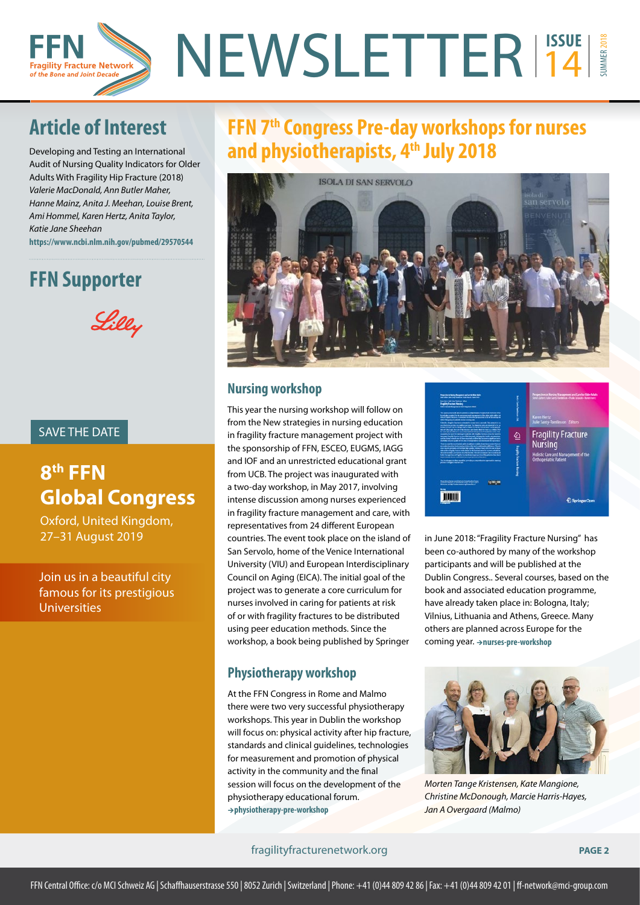# NEWSLETTER

ISSUE 14 SUMMER 2018

## Article of Interest

Developing and Testing an International Audit of Nursing Quality Indicators for Older Adults With Fragility Hip Fracture (2018)
*Valerie MacDonald, Ann Butler Maher, Hanne Mainz, Anita J. Meehan, Louise Brent, Ami Hommel, Karen Hertz, Anita Taylor, Katie Jane Sheehan*
**https://www.ncbi.nlm.nih.gov/pubmed/29570544**

## FFN Supporter

Lilly

SAVE THE DATE

## 8th FFN Global Congress

Oxford, United Kingdom, 27–31 August 2019

Join us in a beautiful city famous for its prestigious Universities

## FFN 7th Congress Pre-day workshops for nurses and physiotherapists, 4th July 2018

### Nursing workshop

This year the nursing workshop will follow on from the New strategies in nursing education in fragility fracture management project with the sponsorship of FFN, ESCEO, EUGMS, IAGG and IOF and an unrestricted educational grant from UCB. The project was inaugurated with a two-day workshop, in May 2017, involving intense discussion among nurses experienced in fragility fracture management and care, with representatives from 24 different European countries. The event took place on the island of San Servolo, home of the Venice International University (VIU) and European Interdisciplinary Council on Aging (EICA). The initial goal of the project was to generate a core curriculum for nurses involved in caring for patients at risk of or with fragility fractures to be distributed using peer education methods. Since the workshop, a book being published by Springer in June 2018: "Fragility Fracture Nursing" has been co-authored by many of the workshop participants and will be published at the Dublin Congress.. Several courses, based on the book and associated education programme, have already taken place in: Bologna, Italy; Vilnius, Lithuania and Athens, Greece. Many others are planned across Europe for the coming year. **→nurses-pre-workshop**

### Physiotherapy workshop

At the FFN Congress in Rome and Malmo there were two very successful physiotherapy workshops. This year in Dublin the workshop will focus on: physical activity after hip fracture, standards and clinical guidelines, technologies for measurement and promotion of physical activity in the community and the final session will focus on the development of the physiotherapy educational forum.
**→physiotherapy-pre-workshop**

*Morten Tange Kristensen, Kate Mangione, Christine McDonough, Marcie Harris-Hayes, Jan A Overgaard (Malmo)*

fragilityfracturenetwork.org

FFN Central Office: c/o MCI Schweiz AG | Schaffhauserstrasse 550 | 8052 Zurich | Switzerland | Phone: +41 (0)44 809 42 86 | Fax: +41 (0)44 809 42 01 | ff-network@mci-group.com